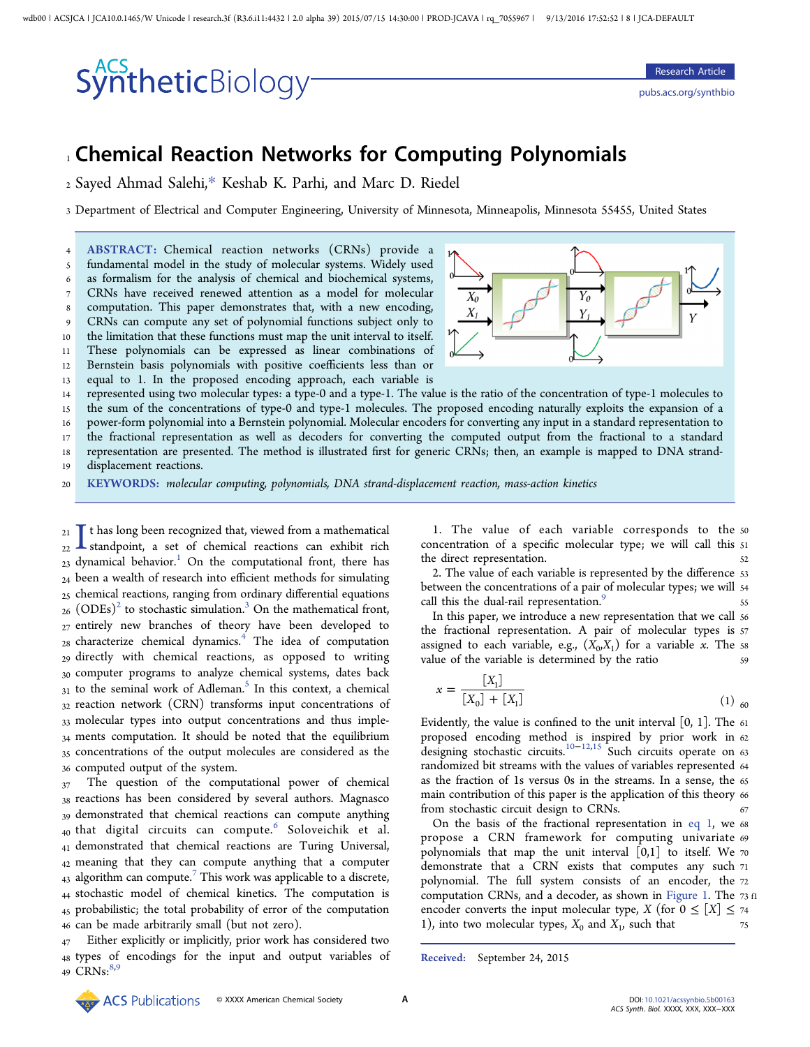# Chemical Reaction Networks for Computing Polynomials

Sayed Ahmad Salehi,* Keshab K. Parhi, and Marc D. Riedel

Department of Electrical and Computer Engineering, University of Minnesota, Minneapolis, Minnesota 55455, United States

**ABSTRACT:** Chemical reaction networks (CRNs) provide a fundamental model in the study of molecular systems. Widely used as formalism for the analysis of chemical and biochemical systems, CRNs have received renewed attention as a model for molecular computation. This paper demonstrates that, with a new encoding, CRNs can compute any set of polynomial functions subject only to the limitation that these functions must map the unit interval to itself. These polynomials can be expressed as linear combinations of Bernstein basis polynomials with positive coefficients less than or equal to 1. In the proposed encoding approach, each variable is represented using two molecular types: a type-0 and a type-1. The value is the ratio of the concentration of type-1 molecules to the sum of the concentrations of type-0 and type-1 molecules. The proposed encoding naturally exploits the expansion of a power-form polynomial into a Bernstein polynomial. Molecular encoders for converting any input in a standard representation to the fractional representation as well as decoders for converting the computed output from the fractional to a standard representation are presented. The method is illustrated first for generic CRNs; then, an example is mapped to DNA strand-displacement reactions.

**KEYWORDS:** *molecular computing, polynomials, DNA strand-displacement reaction, mass-action kinetics*

It has long been recognized that, viewed from a mathematical standpoint, a set of chemical reactions can exhibit rich dynamical behavior.[1] On the computational front, there has been a wealth of research into efficient methods for simulating chemical reactions, ranging from ordinary differential equations (ODEs)[2] to stochastic simulation.[3] On the mathematical front, entirely new branches of theory have been developed to characterize chemical dynamics.[4] The idea of computation directly with chemical reactions, as opposed to writing computer programs to analyze chemical systems, dates back to the seminal work of Adleman.[5] In this context, a chemical reaction network (CRN) transforms input concentrations of molecular types into output concentrations and thus implements computation. It should be noted that the equilibrium concentrations of the output molecules are considered as the computed output of the system.

The question of the computational power of chemical reactions has been considered by several authors. Magnasco demonstrated that chemical reactions can compute anything that digital circuits can compute.[6] Soloveichik et al. demonstrated that chemical reactions are Turing Universal, meaning that they can compute anything that a computer algorithm can compute.[7] This work was applicable to a discrete, stochastic model of chemical kinetics. The computation is probabilistic; the total probability of error of the computation can be made arbitrarily small (but not zero).

Either explicitly or implicitly, prior work has considered two types of encodings for the input and output variables of CRNs:[8,9]

1. The value of each variable corresponds to the concentration of a specific molecular type; we will call this the direct representation.
2. The value of each variable is represented by the difference between the concentrations of a pair of molecular types; we will call this the dual-rail representation.[9]

In this paper, we introduce a new representation that we call the fractional representation. A pair of molecular types is assigned to each variable, e.g., $(X_0, X_1)$ for a variable $x$. The value of the variable is determined by the ratio

$$x = \frac{[X_1]}{[X_0] + [X_1]} \tag{1}$$

Evidently, the value is confined to the unit interval [0, 1]. The proposed encoding method is inspired by prior work in designing stochastic circuits.[10−12,15] Such circuits operate on randomized bit streams with the values of variables represented as the fraction of 1s versus 0s in the streams. In a sense, the main contribution of this paper is the application of this theory from stochastic circuit design to CRNs.

On the basis of the fractional representation in eq 1, we propose a CRN framework for computing univariate polynomials that map the unit interval [0,1] to itself. We demonstrate that a CRN exists that computes any such polynomial. The full system consists of an encoder, the computation CRNs, and a decoder, as shown in Figure 1. The encoder converts the input molecular type, $X$ (for $0 \leq [X] \leq 1$), into two molecular types, $X_0$ and $X_1$, such that

**Received:** September 24, 2015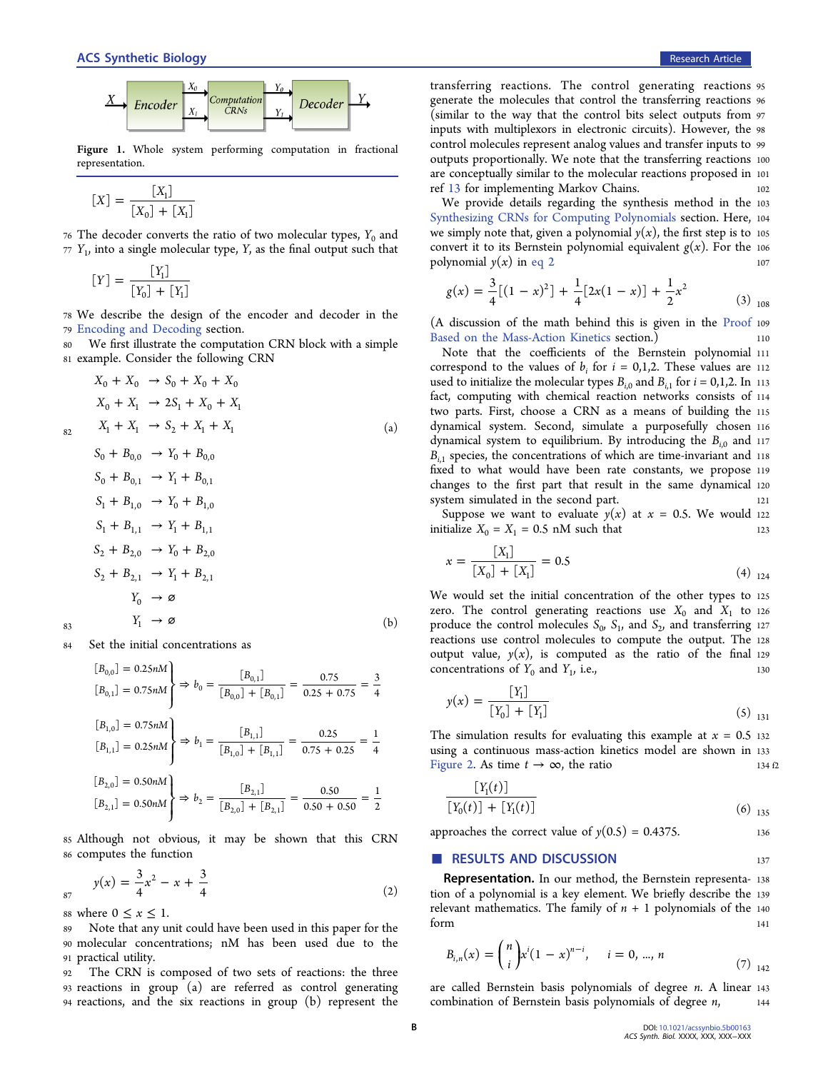Figure 1. Whole system performing computation in fractional representation.

$$[X] = \frac{[X_1]}{[X_0] + [X_1]}$$

The decoder converts the ratio of two molecular types, $Y_0$ and $Y_1$, into a single molecular type, $Y$, as the final output such that

$$[Y] = \frac{[Y_1]}{[Y_0] + [Y_1]}$$

We describe the design of the encoder and decoder in the Encoding and Decoding section.

We first illustrate the computation CRN block with a simple example. Consider the following CRN

$$\begin{aligned} X_0 + X_0 &\rightarrow S_0 + X_0 + X_0 \\ X_0 + X_1 &\rightarrow 2S_1 + X_0 + X_1 \\ X_1 + X_1 &\rightarrow S_2 + X_1 + X_1 \end{aligned} \qquad \text{(a)}$$

$$\begin{aligned} S_0 + B_{0,0} &\rightarrow Y_0 + B_{0,0} \\ S_0 + B_{0,1} &\rightarrow Y_1 + B_{0,1} \\ S_1 + B_{1,0} &\rightarrow Y_0 + B_{1,0} \\ S_1 + B_{1,1} &\rightarrow Y_1 + B_{1,1} \\ S_2 + B_{2,0} &\rightarrow Y_0 + B_{2,0} \\ S_2 + B_{2,1} &\rightarrow Y_1 + B_{2,1} \\ Y_0 &\rightarrow \varnothing \\ Y_1 &\rightarrow \varnothing \end{aligned} \qquad \text{(b)}$$

Set the initial concentrations as

$$\left.\begin{aligned}[B_{0,0}] = 0.25nM \\ [B_{0,1}] = 0.75nM \end{aligned}\right\} \Rightarrow b_0 = \frac{[B_{0,1}]}{[B_{0,0}] + [B_{0,1}]} = \frac{0.75}{0.25 + 0.75} = \frac{3}{4}$$

$$\left.\begin{aligned}[B_{1,0}] = 0.75nM \\ [B_{1,1}] = 0.25nM \end{aligned}\right\} \Rightarrow b_1 = \frac{[B_{1,1}]}{[B_{1,0}] + [B_{1,1}]} = \frac{0.25}{0.75 + 0.25} = \frac{1}{4}$$

$$\left.\begin{aligned}[B_{2,0}] = 0.50nM \\ [B_{2,1}] = 0.50nM \end{aligned}\right\} \Rightarrow b_2 = \frac{[B_{2,1}]}{[B_{2,0}] + [B_{2,1}]} = \frac{0.50}{0.50 + 0.50} = \frac{1}{2}$$

Although not obvious, it may be shown that this CRN computes the function

$$y(x) = \frac{3}{4}x^2 - x + \frac{3}{4} \qquad (2)$$

where $0 \leq x \leq 1$.

Note that any unit could have been used in this paper for the molecular concentrations; nM has been used due to the practical utility.

The CRN is composed of two sets of reactions: the three reactions in group (a) are referred as control generating reactions, and the six reactions in group (b) represent the transferring reactions. The control generating reactions generate the molecules that control the transferring reactions (similar to the way that the control bits select outputs from inputs with multiplexors in electronic circuits). However, the control molecules represent analog values and transfer inputs to outputs proportionally. We note that the transferring reactions are conceptually similar to the molecular reactions proposed in ref 13 for implementing Markov Chains.

We provide details regarding the synthesis method in the Synthesizing CRNs for Computing Polynomials section. Here, we simply note that, given a polynomial $y(x)$, the first step is to convert it to its Bernstein polynomial equivalent $g(x)$. For the polynomial $y(x)$ in eq 2

$$g(x) = \frac{3}{4}[(1-x)^2] + \frac{1}{4}[2x(1-x)] + \frac{1}{2}x^2 \qquad (3)$$

(A discussion of the math behind this is given in the Proof Based on the Mass-Action Kinetics section.)

Note that the coefficients of the Bernstein polynomial correspond to the values of $b_i$ for $i = 0,1,2$. These values are used to initialize the molecular types $B_{i,0}$ and $B_{i,1}$ for $i = 0,1,2$. In fact, computing with chemical reaction networks consists of two parts. First, choose a CRN as a means of building the dynamical system. Second, simulate a purposefully chosen dynamical system to equilibrium. By introducing the $B_{i,0}$ and $B_{i,1}$ species, the concentrations of which are time-invariant and fixed to what would have been rate constants, we propose changes to the first part that result in the same dynamical system simulated in the second part.

Suppose we want to evaluate $y(x)$ at $x = 0.5$. We would initialize $X_0 = X_1 = 0.5$ nM such that

$$x = \frac{[X_1]}{[X_0] + [X_1]} = 0.5 \qquad (4)$$

We would set the initial concentration of the other types to zero. The control generating reactions use $X_0$ and $X_1$ to produce the control molecules $S_0$, $S_1$, and $S_2$, and transferring reactions use control molecules to compute the output. The output value, $y(x)$, is computed as the ratio of the final concentrations of $Y_0$ and $Y_1$, i.e.,

$$y(x) = \frac{[Y_1]}{[Y_0] + [Y_1]} \qquad (5)$$

The simulation results for evaluating this example at $x = 0.5$ using a continuous mass-action kinetics model are shown in Figure 2. As time $t \rightarrow \infty$, the ratio

$$\frac{[Y_1(t)]}{[Y_0(t)] + [Y_1(t)]} \qquad (6)$$

approaches the correct value of $y(0.5) = 0.4375$.

## RESULTS AND DISCUSSION

**Representation.** In our method, the Bernstein representation of a polynomial is a key element. We briefly describe the relevant mathematics. The family of $n + 1$ polynomials of the form

$$B_{i,n}(x) = \binom{n}{i} x^i (1-x)^{n-i}, \qquad i = 0, \ldots, n \qquad (7)$$

are called Bernstein basis polynomials of degree $n$. A linear combination of Bernstein basis polynomials of degree $n$,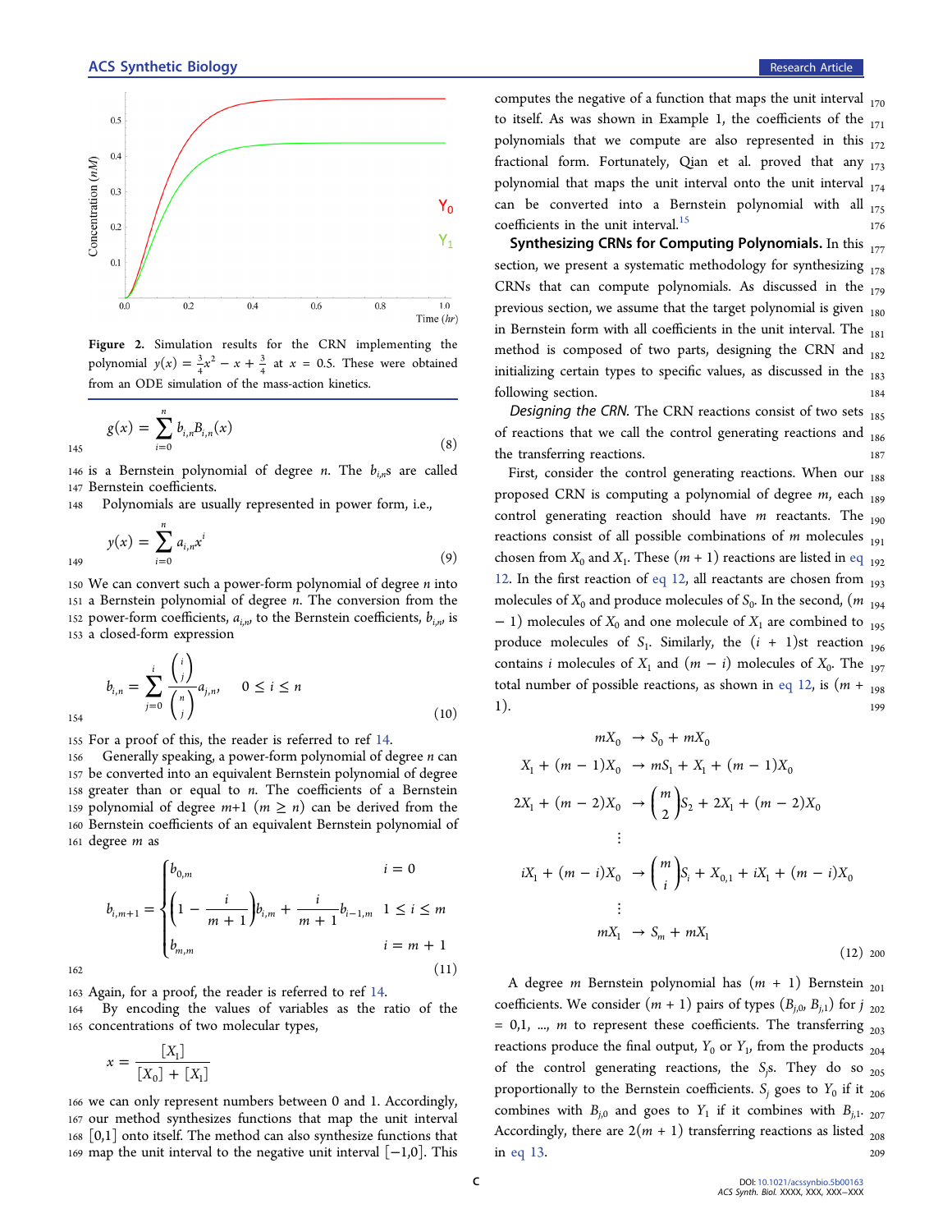Figure 2. Simulation results for the CRN implementing the polynomial $y(x) = \frac{3}{4}x^2 - x + \frac{3}{4}$ at $x = 0.5$. These were obtained from an ODE simulation of the mass-action kinetics.

$$g(x) = \sum_{i=0}^{n} b_{i,n} B_{i,n}(x) \tag{8}$$

is a Bernstein polynomial of degree $n$. The $b_{i,n}$s are called Bernstein coefficients.

Polynomials are usually represented in power form, i.e.,

$$y(x) = \sum_{i=0}^{n} a_{i,n} x^i \tag{9}$$

We can convert such a power-form polynomial of degree $n$ into a Bernstein polynomial of degree $n$. The conversion from the power-form coefficients, $a_{i,n}$, to the Bernstein coefficients, $b_{i,n}$, is a closed-form expression

$$b_{i,n} = \sum_{j=0}^{i} \frac{\binom{i}{j}}{\binom{n}{j}} a_{j,n}, \quad 0 \le i \le n \tag{10}$$

For a proof of this, the reader is referred to ref 14.

Generally speaking, a power-form polynomial of degree $n$ can be converted into an equivalent Bernstein polynomial of degree greater than or equal to $n$. The coefficients of a Bernstein polynomial of degree $m$+1 ($m \ge n$) can be derived from the Bernstein coefficients of an equivalent Bernstein polynomial of degree $m$ as

$$b_{i,m+1} = \begin{cases} b_{0,m} & i = 0 \\ \left(1 - \frac{i}{m+1}\right) b_{i,m} + \frac{i}{m+1} b_{i-1,m} & 1 \le i \le m \\ b_{m,m} & i = m+1 \end{cases} \tag{11}$$

Again, for a proof, the reader is referred to ref 14.

By encoding the values of variables as the ratio of the concentrations of two molecular types,

$$x = \frac{[X_1]}{[X_0] + [X_1]}$$

we can only represent numbers between 0 and 1. Accordingly, our method synthesizes functions that map the unit interval [0,1] onto itself. The method can also synthesize functions that map the unit interval to the negative unit interval [−1,0]. This computes the negative of a function that maps the unit interval to itself. As was shown in Example 1, the coefficients of the polynomials that we compute are also represented in this fractional form. Fortunately, Qian et al. proved that any polynomial that maps the unit interval onto the unit interval can be converted into a Bernstein polynomial with all coefficients in the unit interval.[15]

**Synthesizing CRNs for Computing Polynomials.** In this section, we present a systematic methodology for synthesizing CRNs that can compute polynomials. As discussed in the previous section, we assume that the target polynomial is given in Bernstein form with all coefficients in the unit interval. The method is composed of two parts, designing the CRN and initializing certain types to specific values, as discussed in the following section.

*Designing the CRN.* The CRN reactions consist of two sets of reactions that we call the control generating reactions and the transferring reactions.

First, consider the control generating reactions. When our proposed CRN is computing a polynomial of degree $m$, each control generating reaction should have $m$ reactants. The reactions consist of all possible combinations of $m$ molecules chosen from $X_0$ and $X_1$. These ($m$ + 1) reactions are listed in eq 12. In the first reaction of eq 12, all reactants are chosen from molecules of $X_0$ and produce molecules of $S_0$. In the second, ($m$ − 1) molecules of $X_0$ and one molecule of $X_1$ are combined to produce molecules of $S_1$. Similarly, the ($i$ + 1)st reaction contains $i$ molecules of $X_1$ and ($m$ − $i$) molecules of $X_0$. The total number of possible reactions, as shown in eq 12, is ($m$ + 1).

$$\begin{aligned} mX_0 &\rightarrow S_0 + mX_0 \\ X_1 + (m-1)X_0 &\rightarrow mS_1 + X_1 + (m-1)X_0 \\ 2X_1 + (m-2)X_0 &\rightarrow \binom{m}{2} S_2 + 2X_1 + (m-2)X_0 \\ &\vdots \\ iX_1 + (m-i)X_0 &\rightarrow \binom{m}{i} S_i + X_{0,1} + iX_1 + (m-i)X_0 \\ &\vdots \\ mX_1 &\rightarrow S_m + mX_1 \end{aligned} \tag{12}$$

A degree $m$ Bernstein polynomial has ($m$ + 1) Bernstein coefficients. We consider ($m$ + 1) pairs of types ($B_{j,0}$, $B_{j,1}$) for $j$ = 0,1, ..., $m$ to represent these coefficients. The transferring reactions produce the final output, $Y_0$ or $Y_1$, from the products of the control generating reactions, the $S_j$s. They do so proportionally to the Bernstein coefficients. $S_j$ goes to $Y_0$ if it combines with $B_{j,0}$ and goes to $Y_1$ if it combines with $B_{j,1}$. Accordingly, there are 2($m$ + 1) transferring reactions as listed in eq 13.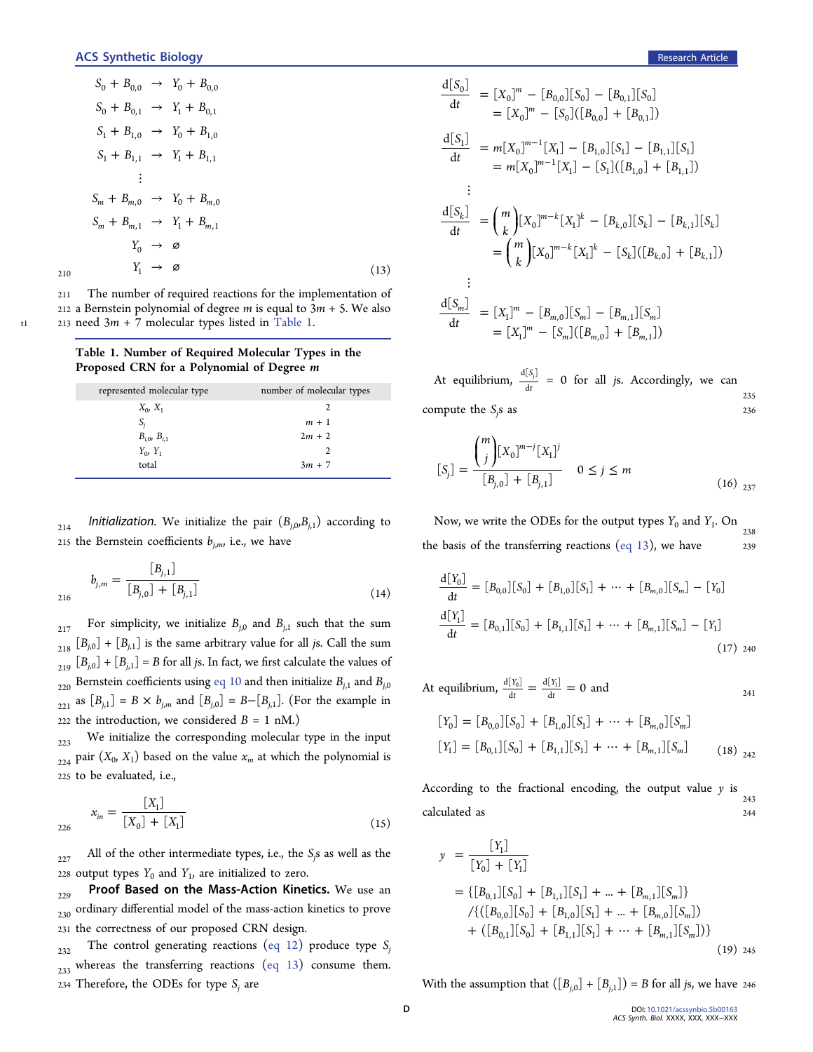$$
\begin{aligned}
S_0 + B_{0,0} &\rightarrow Y_0 + B_{0,0} \\
S_0 + B_{0,1} &\rightarrow Y_1 + B_{0,1} \\
S_1 + B_{1,0} &\rightarrow Y_0 + B_{1,0} \\
S_1 + B_{1,1} &\rightarrow Y_1 + B_{1,1} \\
&\vdots \\
S_m + B_{m,0} &\rightarrow Y_0 + B_{m,0} \\
S_m + B_{m,1} &\rightarrow Y_1 + B_{m,1} \\
Y_0 &\rightarrow \varnothing \\
Y_1 &\rightarrow \varnothing
\end{aligned}
\tag{13}
$$

The number of required reactions for the implementation of a Bernstein polynomial of degree $m$ is equal to $3m + 5$. We also need $3m + 7$ molecular types listed in Table 1.

**Table 1. Number of Required Molecular Types in the Proposed CRN for a Polynomial of Degree $m$**

| represented molecular type | number of molecular types |
|---|---|
| $X_0$, $X_1$ | 2 |
| $S_j$ | $m + 1$ |
| $B_{i,0}$, $B_{i,1}$ | $2m + 2$ |
| $Y_0$, $Y_1$ | 2 |
| total | $3m + 7$ |

*Initialization.* We initialize the pair $(B_{j,0}, B_{j,1})$ according to the Bernstein coefficients $b_{j,m}$, i.e., we have

$$
b_{j,m} = \frac{[B_{j,1}]}{[B_{j,0}] + [B_{j,1}]} \tag{14}
$$

For simplicity, we initialize $B_{j,0}$ and $B_{j,1}$ such that the sum $[B_{j,0}] + [B_{j,1}]$ is the same arbitrary value for all $j$s. Call the sum $[B_{j,0}] + [B_{j,1}] = B$ for all $j$s. In fact, we first calculate the values of Bernstein coefficients using eq 10 and then initialize $B_{j,1}$ and $B_{j,0}$ as $[B_{j,1}] = B \times b_{j,m}$ and $[B_{j,0}] = B - [B_{j,1}]$. (For the example in the introduction, we considered $B = 1$ nM.)

We initialize the corresponding molecular type in the input pair $(X_0, X_1)$ based on the value $x_{in}$ at which the polynomial is to be evaluated, i.e.,

$$
x_{in} = \frac{[X_1]}{[X_0] + [X_1]} \tag{15}
$$

All of the other intermediate types, i.e., the $S_j$s as well as the output types $Y_0$ and $Y_1$, are initialized to zero.

**Proof Based on the Mass-Action Kinetics.** We use an ordinary differential model of the mass-action kinetics to prove the correctness of our proposed CRN design.

The control generating reactions (eq 12) produce type $S_j$ whereas the transferring reactions (eq 13) consume them. Therefore, the ODEs for type $S_j$ are

$$
\begin{aligned}
\frac{d[S_0]}{dt} &= [X_0]^m - [B_{0,0}][S_0] - [B_{0,1}][S_0] \\
&= [X_0]^m - [S_0]([B_{0,0}] + [B_{0,1}]) \\
\frac{d[S_1]}{dt} &= m[X_0]^{m-1}[X_1] - [B_{1,0}][S_1] - [B_{1,1}][S_1] \\
&= m[X_0]^{m-1}[X_1] - [S_1]([B_{1,0}] + [B_{1,1}]) \\
&\vdots \\
\frac{d[S_k]}{dt} &= \binom{m}{k}[X_0]^{m-k}[X_1]^k - [B_{k,0}][S_k] - [B_{k,1}][S_k] \\
&= \binom{m}{k}[X_0]^{m-k}[X_1]^k - [S_k]([B_{k,0}] + [B_{k,1}]) \\
&\vdots \\
\frac{d[S_m]}{dt} &= [X_1]^m - [B_{m,0}][S_m] - [B_{m,1}][S_m] \\
&= [X_1]^m - [S_m]([B_{m,0}] + [B_{m,1}])
\end{aligned}
$$

At equilibrium, $\frac{d[S_j]}{dt} = 0$ for all $j$s. Accordingly, we can compute the $S_j$s as

$$
[S_j] = \frac{\binom{m}{j}[X_0]^{m-j}[X_1]^j}{[B_{j,0}] + [B_{j,1}]} \quad 0 \le j \le m \tag{16}
$$

Now, we write the ODEs for the output types $Y_0$ and $Y_1$. On the basis of the transferring reactions (eq 13), we have

$$
\begin{aligned}
\frac{d[Y_0]}{dt} &= [B_{0,0}][S_0] + [B_{1,0}][S_1] + \cdots + [B_{m,0}][S_m] - [Y_0] \\
\frac{d[Y_1]}{dt} &= [B_{0,1}][S_0] + [B_{1,1}][S_1] + \cdots + [B_{m,1}][S_m] - [Y_1]
\end{aligned}
\tag{17}
$$

At equilibrium, $\frac{d[Y_0]}{dt} = \frac{d[Y_1]}{dt} = 0$ and

$$
\begin{aligned}
[Y_0] &= [B_{0,0}][S_0] + [B_{1,0}][S_1] + \cdots + [B_{m,0}][S_m] \\
[Y_1] &= [B_{0,1}][S_0] + [B_{1,1}][S_1] + \cdots + [B_{m,1}][S_m]
\end{aligned}
\tag{18}
$$

According to the fractional encoding, the output value $y$ is calculated as

$$
\begin{aligned}
y &= \frac{[Y_1]}{[Y_0] + [Y_1]} \\
&= \{[B_{0,1}][S_0] + [B_{1,1}][S_1] + ... + [B_{m,1}][S_m]\} \\
&\quad /\{([B_{0,0}][S_0] + [B_{1,0}][S_1] + ... + [B_{m,0}][S_m]) \\
&\quad + ([B_{0,1}][S_0] + [B_{1,1}][S_1] + \cdots + [B_{m,1}][S_m])\}
\end{aligned}
\tag{19}
$$

With the assumption that $([B_{j,0}] + [B_{j,1}]) = B$ for all $j$s, we have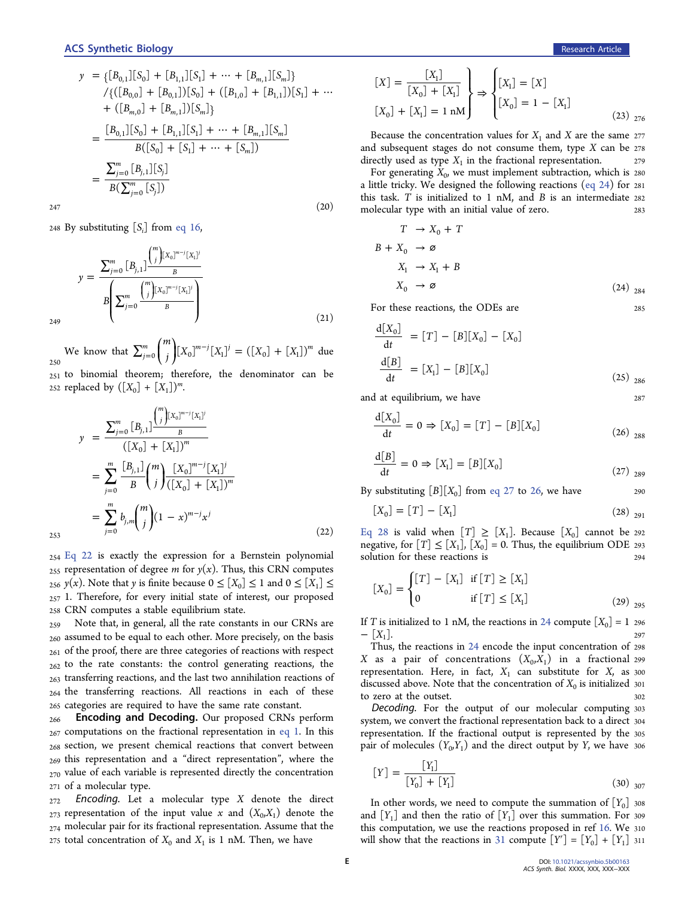$$
\begin{aligned}
y &= \{[B_{0,1}][S_0] + [B_{1,1}][S_1] + \cdots + [B_{m,1}][S_m]\} \\
&\quad /\{([B_{0,0}] + [B_{0,1}])[S_0] + ([B_{1,0}] + [B_{1,1}])[S_1] + \cdots \\
&\quad + ([B_{m,0}] + [B_{m,1}])[S_m]\} \\
&= \frac{[B_{0,1}][S_0] + [B_{1,1}][S_1] + \cdots + [B_{m,1}][S_m]}{B([S_0] + [S_1] + \cdots + [S_m])} \\
&= \frac{\sum_{j=0}^{m} [B_{j,1}][S_j]}{B(\sum_{j=0}^{m} [S_j])}
\end{aligned}
\tag{20}
$$

By substituting $[S_i]$ from eq 16,

$$
y = \frac{\sum_{j=0}^{m} [B_{j,1}] \frac{\binom{m}{j}[X_0]^{m-j}[X_1]^j}{B}}{B\left(\sum_{j=0}^{m} \frac{\binom{m}{j}[X_0]^{m-j}[X_1]^j}{B}\right)}
\tag{21}
$$

We know that $\sum_{j=0}^{m} \binom{m}{j}[X_0]^{m-j}[X_1]^j = ([X_0] + [X_1])^m$ due to binomial theorem; therefore, the denominator can be replaced by $([X_0] + [X_1])^m$.

$$
\begin{aligned}
y &= \frac{\sum_{j=0}^{m} [B_{j,1}] \frac{\binom{m}{j}[X_0]^{m-j}[X_1]^j}{B}}{([X_0] + [X_1])^m} \\
&= \sum_{j=0}^{m} \frac{[B_{j,1}]}{B} \binom{m}{j} \frac{[X_0]^{m-j}[X_1]^j}{([X_0] + [X_1])^m} \\
&= \sum_{j=0}^{m} b_{j,m} \binom{m}{j} (1-x)^{m-j} x^j
\end{aligned}
\tag{22}
$$

Eq 22 is exactly the expression for a Bernstein polynomial representation of degree $m$ for $y(x)$. Thus, this CRN computes $y(x)$. Note that $y$ is finite because $0 \le [X_0] \le 1$ and $0 \le [X_1] \le 1$. Therefore, for every initial state of interest, our proposed CRN computes a stable equilibrium state.

Note that, in general, all the rate constants in our CRNs are assumed to be equal to each other. More precisely, on the basis of the proof, there are three categories of reactions with respect to the rate constants: the control generating reactions, the transferring reactions, and the last two annihilation reactions of the transferring reactions. All reactions in each of these categories are required to have the same rate constant.

**Encoding and Decoding.** Our proposed CRNs perform computations on the fractional representation in eq 1. In this section, we present chemical reactions that convert between this representation and a "direct representation", where the value of each variable is represented directly the concentration of a molecular type.

*Encoding.* Let a molecular type $X$ denote the direct representation of the input value $x$ and $(X_0, X_1)$ denote the molecular pair for its fractional representation. Assume that the total concentration of $X_0$ and $X_1$ is 1 nM. Then, we have

$$
\left.
\begin{aligned}
[X] &= \frac{[X_1]}{[X_0] + [X_1]} \\
[X_0] + [X_1] &= 1 \text{ nM}
\end{aligned}
\right\} \Rightarrow
\begin{cases}
[X_1] = [X] \\
[X_0] = 1 - [X_1]
\end{cases}
\tag{23}
$$

Because the concentration values for $X_1$ and $X$ are the same and subsequent stages do not consume them, type $X$ can be directly used as type $X_1$ in the fractional representation.

For generating $X_0$, we must implement subtraction, which is a little tricky. We designed the following reactions (eq 24) for this task. $T$ is initialized to 1 nM, and $B$ is an intermediate molecular type with an initial value of zero.

$$
\begin{aligned}
T &\rightarrow X_0 + T \\
B + X_0 &\rightarrow \varnothing \\
X_1 &\rightarrow X_1 + B \\
X_0 &\rightarrow \varnothing
\end{aligned}
\tag{24}
$$

For these reactions, the ODEs are

$$
\begin{aligned}
\frac{\mathrm{d}[X_0]}{\mathrm{d}t} &= [T] - [B][X_0] - [X_0] \\
\frac{\mathrm{d}[B]}{\mathrm{d}t} &= [X_1] - [B][X_0]
\end{aligned}
\tag{25}
$$

and at equilibrium, we have

$$
\frac{\mathrm{d}[X_0]}{\mathrm{d}t} = 0 \Rightarrow [X_0] = [T] - [B][X_0]
\tag{26}
$$

$$
\frac{\mathrm{d}[B]}{\mathrm{d}t} = 0 \Rightarrow [X_1] = [B][X_0]
\tag{27}
$$

By substituting $[B][X_0]$ from eq 27 to 26, we have

$$
[X_0] = [T] - [X_1]
\tag{28}
$$

Eq 28 is valid when $[T] \ge [X_1]$. Because $[X_0]$ cannot be negative, for $[T] \le [X_1]$, $[X_0] = 0$. Thus, the equilibrium ODE solution for these reactions is

$$
[X_0] =
\begin{cases}
[T] - [X_1] & \text{if } [T] \ge [X_1] \\
0 & \text{if } [T] \le [X_1]
\end{cases}
\tag{29}
$$

If $T$ is initialized to 1 nM, the reactions in 24 compute $[X_0] = 1 - [X_1]$.

Thus, the reactions in 24 encode the input concentration of $X$ as a pair of concentrations $(X_0, X_1)$ in a fractional representation. Here, in fact, $X_1$ can substitute for $X$, as discussed above. Note that the concentration of $X_0$ is initialized to zero at the outset.

*Decoding.* For the output of our molecular computing system, we convert the fractional representation back to a direct representation. If the fractional output is represented by the pair of molecules $(Y_0 Y_1)$ and the direct output by $Y$, we have

$$
[Y] = \frac{[Y_1]}{[Y_0] + [Y_1]}
\tag{30}
$$

In other words, we need to compute the summation of $[Y_0]$ and $[Y_1]$ and then the ratio of $[Y_1]$ over this summation. For this computation, we use the reactions proposed in ref 16. We will show that the reactions in 31 compute $[Y'] = [Y_0] + [Y_1]$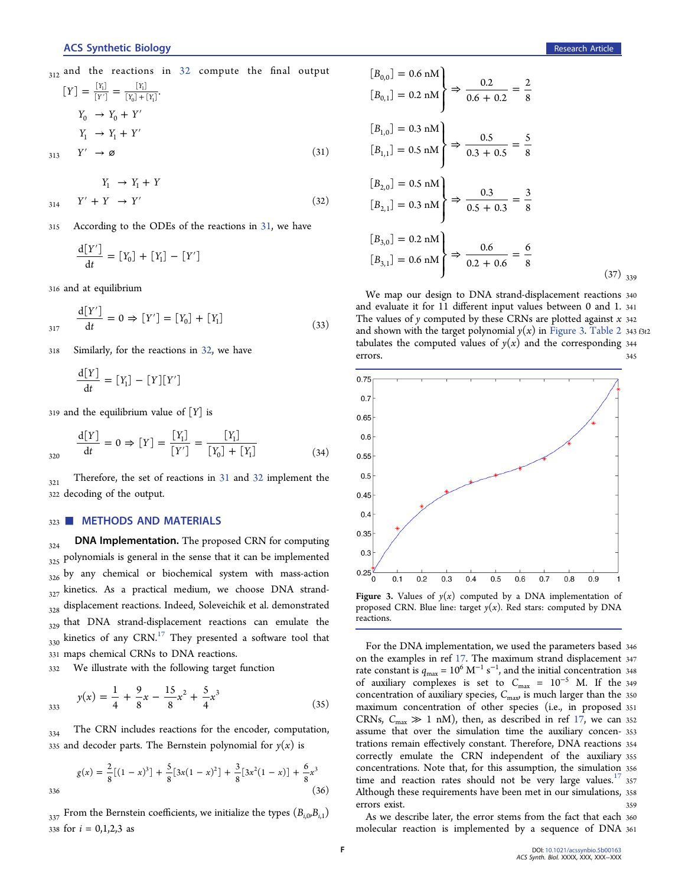and the reactions in 32 compute the final output $[Y] = \frac{[Y_1]}{[Y']} = \frac{[Y_1]}{[Y_0] + [Y_1]}$.

$$
\begin{aligned}
Y_0 &\rightarrow Y_0 + Y' \\
Y_1 &\rightarrow Y_1 + Y' \\
Y' &\rightarrow \varnothing
\end{aligned} \tag{31}
$$

$$
\begin{aligned}
Y_1 &\rightarrow Y_1 + Y \\
Y' + Y &\rightarrow Y'
\end{aligned} \tag{32}
$$

According to the ODEs of the reactions in 31, we have

$$\frac{d[Y']}{dt} = [Y_0] + [Y_1] - [Y']$$

and at equilibrium

$$\frac{d[Y']}{dt} = 0 \Rightarrow [Y'] = [Y_0] + [Y_1] \tag{33}$$

Similarly, for the reactions in 32, we have

$$\frac{d[Y]}{dt} = [Y_1] - [Y][Y']$$

and the equilibrium value of $[Y]$ is

$$\frac{d[Y]}{dt} = 0 \Rightarrow [Y] = \frac{[Y_1]}{[Y']} = \frac{[Y_1]}{[Y_0] + [Y_1]} \tag{34}$$

Therefore, the set of reactions in 31 and 32 implement the decoding of the output.

## METHODS AND MATERIALS

**DNA Implementation.** The proposed CRN for computing polynomials is general in the sense that it can be implemented by any chemical or biochemical system with mass-action kinetics. As a practical medium, we choose DNA strand-displacement reactions. Indeed, Soleveichik et al. demonstrated that DNA strand-displacement reactions can emulate the kinetics of any CRN.[17] They presented a software tool that maps chemical CRNs to DNA reactions.

We illustrate with the following target function

$$y(x) = \frac{1}{4} + \frac{9}{8}x - \frac{15}{8}x^2 + \frac{5}{4}x^3 \tag{35}$$

The CRN includes reactions for the encoder, computation, and decoder parts. The Bernstein polynomial for $y(x)$ is

$$g(x) = \frac{2}{8}[(1-x)^3] + \frac{5}{8}[3x(1-x)^2] + \frac{3}{8}[3x^2(1-x)] + \frac{6}{8}x^3 \tag{36}$$

From the Bernstein coefficients, we initialize the types $(B_{i,0}, B_{i,1})$ for $i = 0,1,2,3$ as

$$
\begin{aligned}
&\left.\begin{aligned}[B_{0,0}] &= 0.6 \text{ nM} \\ [B_{0,1}] &= 0.2 \text{ nM}\end{aligned}\right\} \Rightarrow \frac{0.2}{0.6 + 0.2} = \frac{2}{8} \\
&\left.\begin{aligned}[B_{1,0}] &= 0.3 \text{ nM} \\ [B_{1,1}] &= 0.5 \text{ nM}\end{aligned}\right\} \Rightarrow \frac{0.5}{0.3 + 0.5} = \frac{5}{8} \\
&\left.\begin{aligned}[B_{2,0}] &= 0.5 \text{ nM} \\ [B_{2,1}] &= 0.3 \text{ nM}\end{aligned}\right\} \Rightarrow \frac{0.3}{0.5 + 0.3} = \frac{3}{8} \\
&\left.\begin{aligned}[B_{3,0}] &= 0.2 \text{ nM} \\ [B_{3,1}] &= 0.6 \text{ nM}\end{aligned}\right\} \Rightarrow \frac{0.6}{0.2 + 0.6} = \frac{6}{8}
\end{aligned} \tag{37}
$$

We map our design to DNA strand-displacement reactions and evaluate it for 11 different input values between 0 and 1. The values of $y$ computed by these CRNs are plotted against $x$ and shown with the target polynomial $y(x)$ in Figure 3. Table 2 tabulates the computed values of $y(x)$ and the corresponding errors.

Figure 3. Values of $y(x)$ computed by a DNA implementation of proposed CRN. Blue line: target $y(x)$. Red stars: computed by DNA reactions.

For the DNA implementation, we used the parameters based on the examples in ref 17. The maximum strand displacement rate constant is $q_{max} = 10^6$ M$^{-1}$ s$^{-1}$, and the initial concentration of auxiliary complexes is set to $C_{max} = 10^{-5}$ M. If the concentration of auxiliary species, $C_{max}$, is much larger than the maximum concentration of other species (i.e., in proposed CRNs, $C_{max} \gg 1$ nM), then, as described in ref 17, we can assume that over the simulation time the auxiliary concentrations remain effectively constant. Therefore, DNA reactions correctly emulate the CRN independent of the auxiliary concentrations. Note that, for this assumption, the simulation time and reaction rates should not be very large values.[17] Although these requirements have been met in our simulations, errors exist.

As we describe later, the error stems from the fact that each molecular reaction is implemented by a sequence of DNA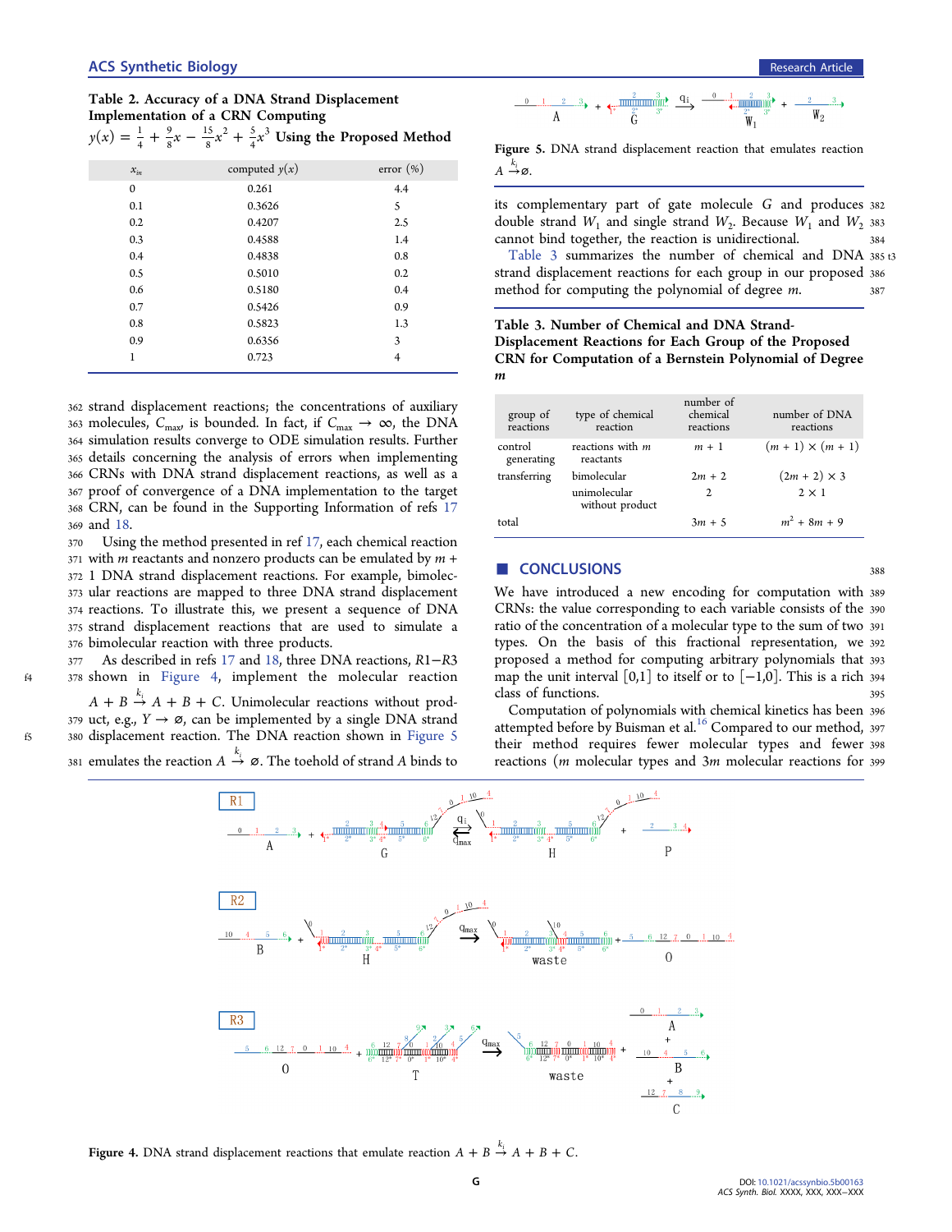**Table 2. Accuracy of a DNA Strand Displacement Implementation of a CRN Computing $y(x) = \frac{1}{4} + \frac{9}{8}x - \frac{15}{8}x^2 + \frac{5}{4}x^3$ Using the Proposed Method**

| $x_{in}$ | computed $y(x)$ | error (%) |
|---|---|---|
| 0 | 0.261 | 4.4 |
| 0.1 | 0.3626 | 5 |
| 0.2 | 0.4207 | 2.5 |
| 0.3 | 0.4588 | 1.4 |
| 0.4 | 0.4838 | 0.8 |
| 0.5 | 0.5010 | 0.2 |
| 0.6 | 0.5180 | 0.4 |
| 0.7 | 0.5426 | 0.9 |
| 0.8 | 0.5823 | 1.3 |
| 0.9 | 0.6356 | 3 |
| 1 | 0.723 | 4 |

strand displacement reactions; the concentrations of auxiliary molecules, $C_{max}$, is bounded. In fact, if $C_{max} \to \infty$, the DNA simulation results converge to ODE simulation results. Further details concerning the analysis of errors when implementing CRNs with DNA strand displacement reactions, as well as a proof of convergence of a DNA implementation to the target CRN, can be found in the Supporting Information of refs 17 and 18.

Using the method presented in ref 17, each chemical reaction with $m$ reactants and nonzero products can be emulated by $m + 1$ DNA strand displacement reactions. For example, bimolecular reactions are mapped to three DNA strand displacement reactions. To illustrate this, we present a sequence of DNA strand displacement reactions that are used to simulate a bimolecular reaction with three products.

As described in refs 17 and 18, three DNA reactions, R1−R3 shown in Figure 4, implement the molecular reaction $A + B \xrightarrow{k_i} A + B + C$. Unimolecular reactions without product, e.g., $Y \to \varnothing$, can be implemented by a single DNA strand displacement reaction. The DNA reaction shown in Figure 5 emulates the reaction $A \xrightarrow{k_i} \varnothing$. The toehold of strand $A$ binds to its complementary part of gate molecule $G$ and produces double strand $W_1$ and single strand $W_2$. Because $W_1$ and $W_2$ cannot bind together, the reaction is unidirectional.

Table 3 summarizes the number of chemical and DNA strand displacement reactions for each group in our proposed method for computing the polynomial of degree $m$.

Figure 5. DNA strand displacement reaction that emulates reaction $A \xrightarrow{k_i} \varnothing$.

**Table 3. Number of Chemical and DNA Strand-Displacement Reactions for Each Group of the Proposed CRN for Computation of a Bernstein Polynomial of Degree $m$**

| group of reactions | type of chemical reaction | number of chemical reactions | number of DNA reactions |
|---|---|---|---|
| control generating | reactions with $m$ reactants | $m + 1$ | $(m + 1) \times (m + 1)$ |
| transferring | bimolecular | $2m + 2$ | $(2m + 2) \times 3$ |
| | unimolecular without product | 2 | $2 \times 1$ |
| total | | $3m + 5$ | $m^2 + 8m + 9$ |

## CONCLUSIONS

We have introduced a new encoding for computation with CRNs: the value corresponding to each variable consists of the ratio of the concentration of a molecular type to the sum of two types. On the basis of this fractional representation, we proposed a method for computing arbitrary polynomials that map the unit interval [0,1] to itself or to [−1,0]. This is a rich class of functions.

Computation of polynomials with chemical kinetics has been attempted before by Buisman et al.[16] Compared to our method, their method requires fewer molecular types and fewer reactions ($m$ molecular types and $3m$ molecular reactions for

Figure 4. DNA strand displacement reactions that emulate reaction $A + B \xrightarrow{k_i} A + B + C$.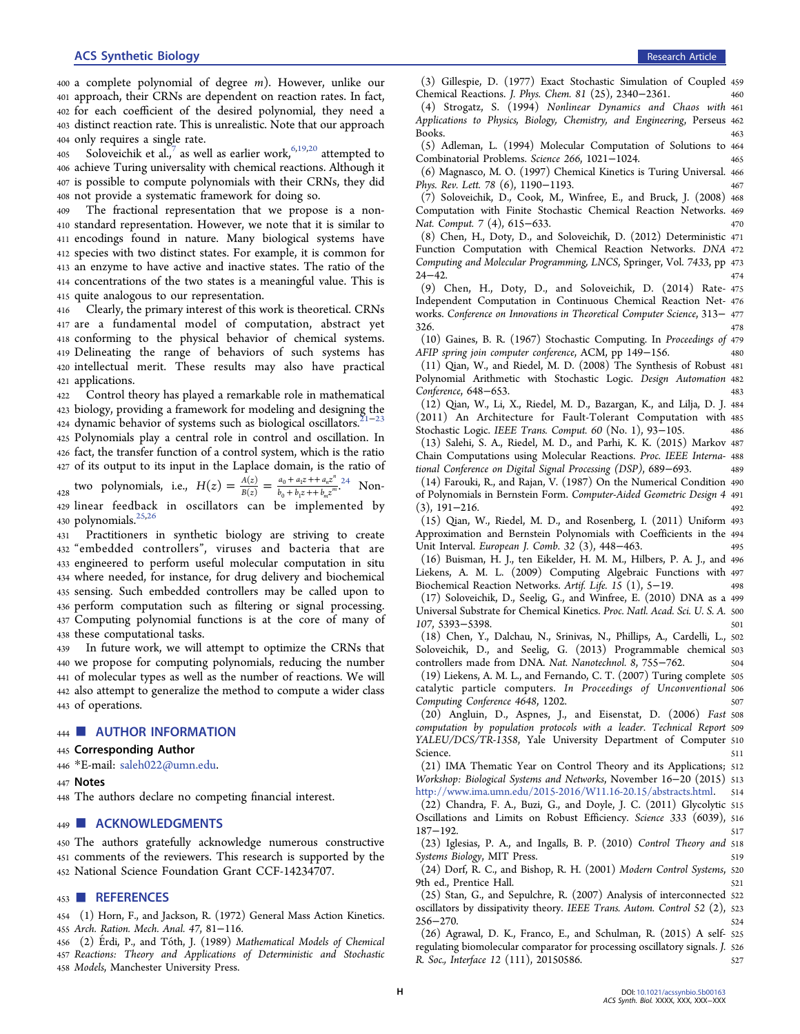a complete polynomial of degree $m$). However, unlike our approach, their CRNs are dependent on reaction rates. In fact, for each coefficient of the desired polynomial, they need a distinct reaction rate. This is unrealistic. Note that our approach only requires a single rate.

Soloveichik et al.,[7] as well as earlier work,[6,19,20] attempted to achieve Turing universality with chemical reactions. Although it is possible to compute polynomials with their CRNs, they did not provide a systematic framework for doing so.

The fractional representation that we propose is a nonstandard representation. However, we note that it is similar to encodings found in nature. Many biological systems have species with two distinct states. For example, it is common for an enzyme to have active and inactive states. The ratio of the concentrations of the two states is a meaningful value. This is quite analogous to our representation.

Clearly, the primary interest of this work is theoretical. CRNs are a fundamental model of computation, abstract yet conforming to the physical behavior of chemical systems. Delineating the range of behaviors of such systems has intellectual merit. These results may also have practical applications.

Control theory has played a remarkable role in mathematical biology, providing a framework for modeling and designing the dynamic behavior of systems such as biological oscillators.[21−23] Polynomials play a central role in control and oscillation. In fact, the transfer function of a control system, which is the ratio of its output to its input in the Laplace domain, is the ratio of two polynomials, i.e., $H(z) = \frac{A(z)}{B(z)} = \frac{a_0 + a_1 z + + a_n z^n}{b_0 + b_1 z + + b_m z^m}$.[24] Nonlinear feedback in oscillators can be implemented by polynomials.[25,26]

Practitioners in synthetic biology are striving to create "embedded controllers", viruses and bacteria that are engineered to perform useful molecular computation in situ where needed, for instance, for drug delivery and biochemical sensing. Such embedded controllers may be called upon to perform computation such as filtering or signal processing. Computing polynomial functions is at the core of many of these computational tasks.

In future work, we will attempt to optimize the CRNs that we propose for computing polynomials, reducing the number of molecular types as well as the number of reactions. We will also attempt to generalize the method to compute a wider class of operations.

## AUTHOR INFORMATION

### Corresponding Author

*E-mail: saleh022@umn.edu.

### Notes

The authors declare no competing financial interest.

## ACKNOWLEDGMENTS

The authors gratefully acknowledge numerous constructive comments of the reviewers. This research is supported by the National Science Foundation Grant CCF-14234707.

## REFERENCES

(1) Horn, F., and Jackson, R. (1972) General Mass Action Kinetics. *Arch. Ration. Mech. Anal. 47*, 81−116.

(2) Érdi, P., and Tóth, J. (1989) *Mathematical Models of Chemical Reactions: Theory and Applications of Deterministic and Stochastic Models*, Manchester University Press.

(3) Gillespie, D. (1977) Exact Stochastic Simulation of Coupled Chemical Reactions. *J. Phys. Chem. 81* (25), 2340−2361.

(4) Strogatz, S. (1994) *Nonlinear Dynamics and Chaos with Applications to Physics, Biology, Chemistry, and Engineering*, Perseus Books.

(5) Adleman, L. (1994) Molecular Computation of Solutions to Combinatorial Problems. *Science 266*, 1021−1024.

(6) Magnasco, M. O. (1997) Chemical Kinetics is Turing Universal. *Phys. Rev. Lett. 78* (6), 1190−1193.

(7) Soloveichik, D., Cook, M., Winfree, E., and Bruck, J. (2008) Computation with Finite Stochastic Chemical Reaction Networks. *Nat. Comput. 7* (4), 615−633.

(8) Chen, H., Doty, D., and Soloveichik, D. (2012) Deterministic Function Computation with Chemical Reaction Networks. *DNA Computing and Molecular Programming, LNCS*, Springer, Vol. *7433*, pp 24−42.

(9) Chen, H., Doty, D., and Soloveichik, D. (2014) Rate-Independent Computation in Continuous Chemical Reaction Networks. *Conference on Innovations in Theoretical Computer Science*, 313−326.

(10) Gaines, B. R. (1967) Stochastic Computing. In *Proceedings of AFIP spring join computer conference*, ACM, pp 149−156.

(11) Qian, W., and Riedel, M. D. (2008) The Synthesis of Robust Polynomial Arithmetic with Stochastic Logic. *Design Automation Conference*, 648−653.

(12) Qian, W., Li, X., Riedel, M. D., Bazargan, K., and Lilja, D. J. (2011) An Architecture for Fault-Tolerant Computation with Stochastic Logic. *IEEE Trans. Comput. 60* (No. 1), 93−105.

(13) Salehi, S. A., Riedel, M. D., and Parhi, K. K. (2015) Markov Chain Computations using Molecular Reactions. *Proc. IEEE International Conference on Digital Signal Processing (DSP)*, 689−693.

(14) Farouki, R., and Rajan, V. (1987) On the Numerical Condition of Polynomials in Bernstein Form. *Computer-Aided Geometric Design 4* (3), 191−216.

(15) Qian, W., Riedel, M. D., and Rosenberg, I. (2011) Uniform Approximation and Bernstein Polynomials with Coefficients in the Unit Interval. *European J. Comb. 32* (3), 448−463.

(16) Buisman, H. J., ten Eikelder, H. M. M., Hilbers, P. A. J., and Liekens, A. M. L. (2009) Computing Algebraic Functions with Biochemical Reaction Networks. *Artif. Life. 15* (1), 5−19.

(17) Soloveichik, D., Seelig, G., and Winfree, E. (2010) DNA as a Universal Substrate for Chemical Kinetics. *Proc. Natl. Acad. Sci. U. S. A. 107*, 5393−5398.

(18) Chen, Y., Dalchau, N., Srinivas, N., Phillips, A., Cardelli, L., Soloveichik, D., and Seelig, G. (2013) Programmable chemical controllers made from DNA. *Nat. Nanotechnol. 8*, 755−762.

(19) Liekens, A. M. L., and Fernando, C. T. (2007) Turing complete catalytic particle computers. *In Proceedings of Unconventional Computing Conference 4648*, 1202.

(20) Angluin, D., Aspnes, J., and Eisenstat, D. (2006) *Fast computation by population protocols with a leader. Technical Report YALEU/DCS/TR-1358*, Yale University Department of Computer Science.

(21) IMA Thematic Year on Control Theory and its Applications; Workshop: Biological Systems and Networks, November 16−20 (2015) http://www.ima.umn.edu/2015-2016/W11.16-20.15/abstracts.html.

(22) Chandra, F. A., Buzi, G., and Doyle, J. C. (2011) Glycolytic Oscillations and Limits on Robust Efficiency. *Science 333* (6039), 187−192.

(23) Iglesias, P. A., and Ingalls, B. P. (2010) *Control Theory and Systems Biology*, MIT Press.

(24) Dorf, R. C., and Bishop, R. H. (2001) *Modern Control Systems*, 9th ed., Prentice Hall.

(25) Stan, G., and Sepulchre, R. (2007) Analysis of interconnected oscillators by dissipativity theory. *IEEE Trans. Autom. Control 52* (2), 256−270.

(26) Agrawal, D. K., Franco, E., and Schulman, R. (2015) A self-regulating biomolecular comparator for processing oscillatory signals. *J. R. Soc., Interface 12* (111), 20150586.